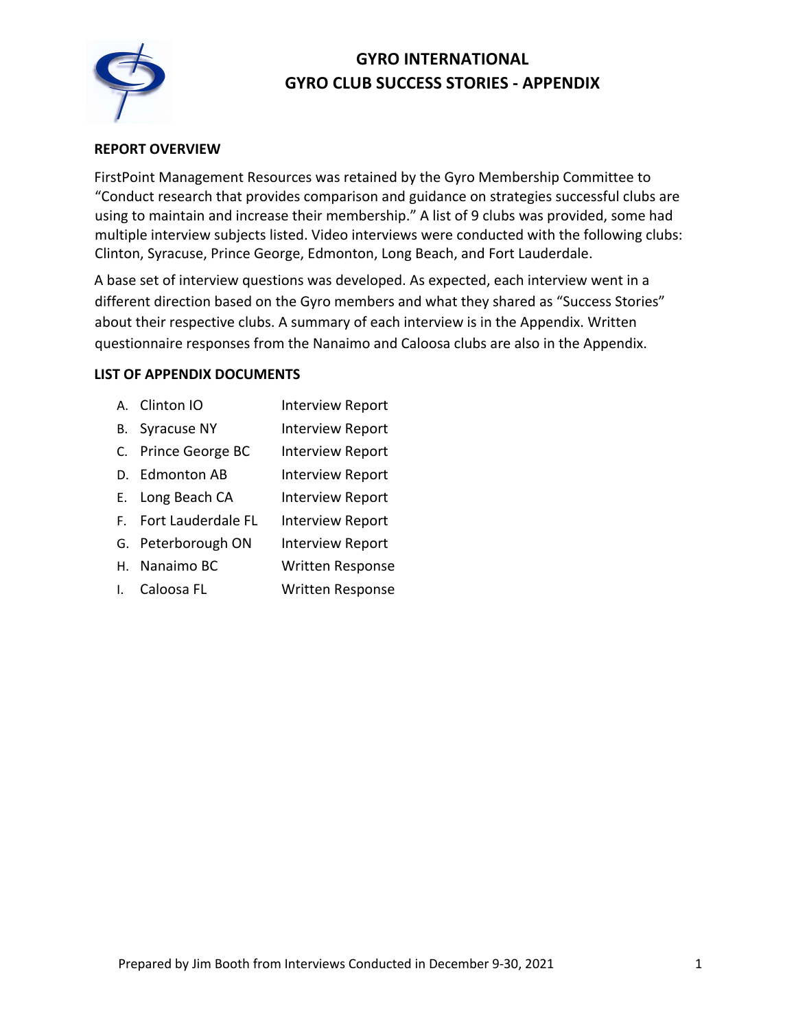# GYRO INTERNATIONAL
# GYRO CLUB SUCCESS STORIES - APPENDIX

## REPORT OVERVIEW

FirstPoint Management Resources was retained by the Gyro Membership Committee to "Conduct research that provides comparison and guidance on strategies successful clubs are using to maintain and increase their membership." A list of 9 clubs was provided, some had multiple interview subjects listed. Video interviews were conducted with the following clubs: Clinton, Syracuse, Prince George, Edmonton, Long Beach, and Fort Lauderdale.

A base set of interview questions was developed. As expected, each interview went in a different direction based on the Gyro members and what they shared as "Success Stories" about their respective clubs. A summary of each interview is in the Appendix. Written questionnaire responses from the Nanaimo and Caloosa clubs are also in the Appendix.

## LIST OF APPENDIX DOCUMENTS

A. Clinton IO — Interview Report
B. Syracuse NY — Interview Report
C. Prince George BC — Interview Report
D. Edmonton AB — Interview Report
E. Long Beach CA — Interview Report
F. Fort Lauderdale FL — Interview Report
G. Peterborough ON — Interview Report
H. Nanaimo BC — Written Response
I. Caloosa FL — Written Response

Prepared by Jim Booth from Interviews Conducted in December 9-30, 2021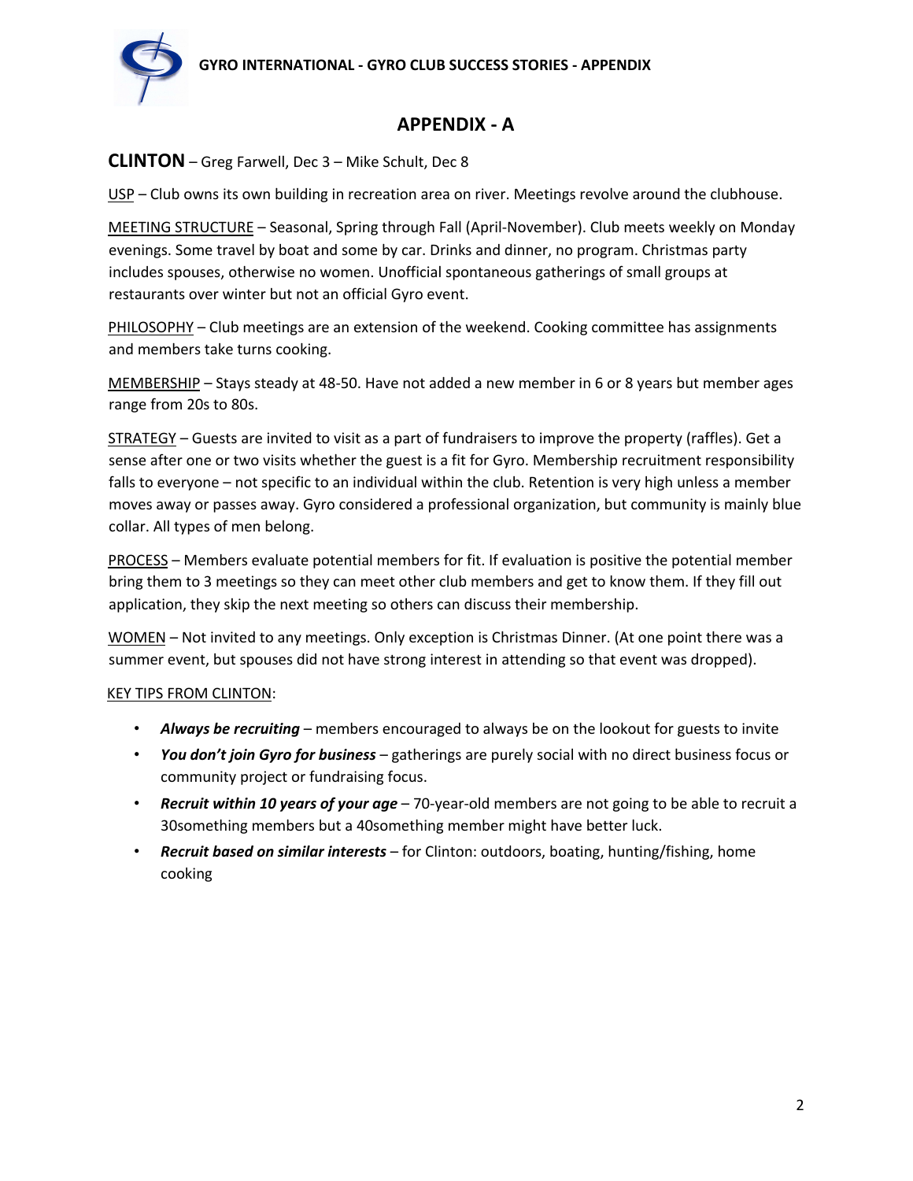# APPENDIX - A

**CLINTON** – Greg Farwell, Dec 3 – Mike Schult, Dec 8

USP – Club owns its own building in recreation area on river. Meetings revolve around the clubhouse.

MEETING STRUCTURE – Seasonal, Spring through Fall (April-November). Club meets weekly on Monday evenings. Some travel by boat and some by car. Drinks and dinner, no program. Christmas party includes spouses, otherwise no women. Unofficial spontaneous gatherings of small groups at restaurants over winter but not an official Gyro event.

PHILOSOPHY – Club meetings are an extension of the weekend. Cooking committee has assignments and members take turns cooking.

MEMBERSHIP – Stays steady at 48-50. Have not added a new member in 6 or 8 years but member ages range from 20s to 80s.

STRATEGY – Guests are invited to visit as a part of fundraisers to improve the property (raffles). Get a sense after one or two visits whether the guest is a fit for Gyro. Membership recruitment responsibility falls to everyone – not specific to an individual within the club. Retention is very high unless a member moves away or passes away. Gyro considered a professional organization, but community is mainly blue collar. All types of men belong.

PROCESS – Members evaluate potential members for fit. If evaluation is positive the potential member bring them to 3 meetings so they can meet other club members and get to know them. If they fill out application, they skip the next meeting so others can discuss their membership.

WOMEN – Not invited to any meetings. Only exception is Christmas Dinner. (At one point there was a summer event, but spouses did not have strong interest in attending so that event was dropped).

KEY TIPS FROM CLINTON:

- ***Always be recruiting*** – members encouraged to always be on the lookout for guests to invite
- ***You don't join Gyro for business*** – gatherings are purely social with no direct business focus or community project or fundraising focus.
- ***Recruit within 10 years of your age*** – 70-year-old members are not going to be able to recruit a 30something members but a 40something member might have better luck.
- ***Recruit based on similar interests*** – for Clinton: outdoors, boating, hunting/fishing, home cooking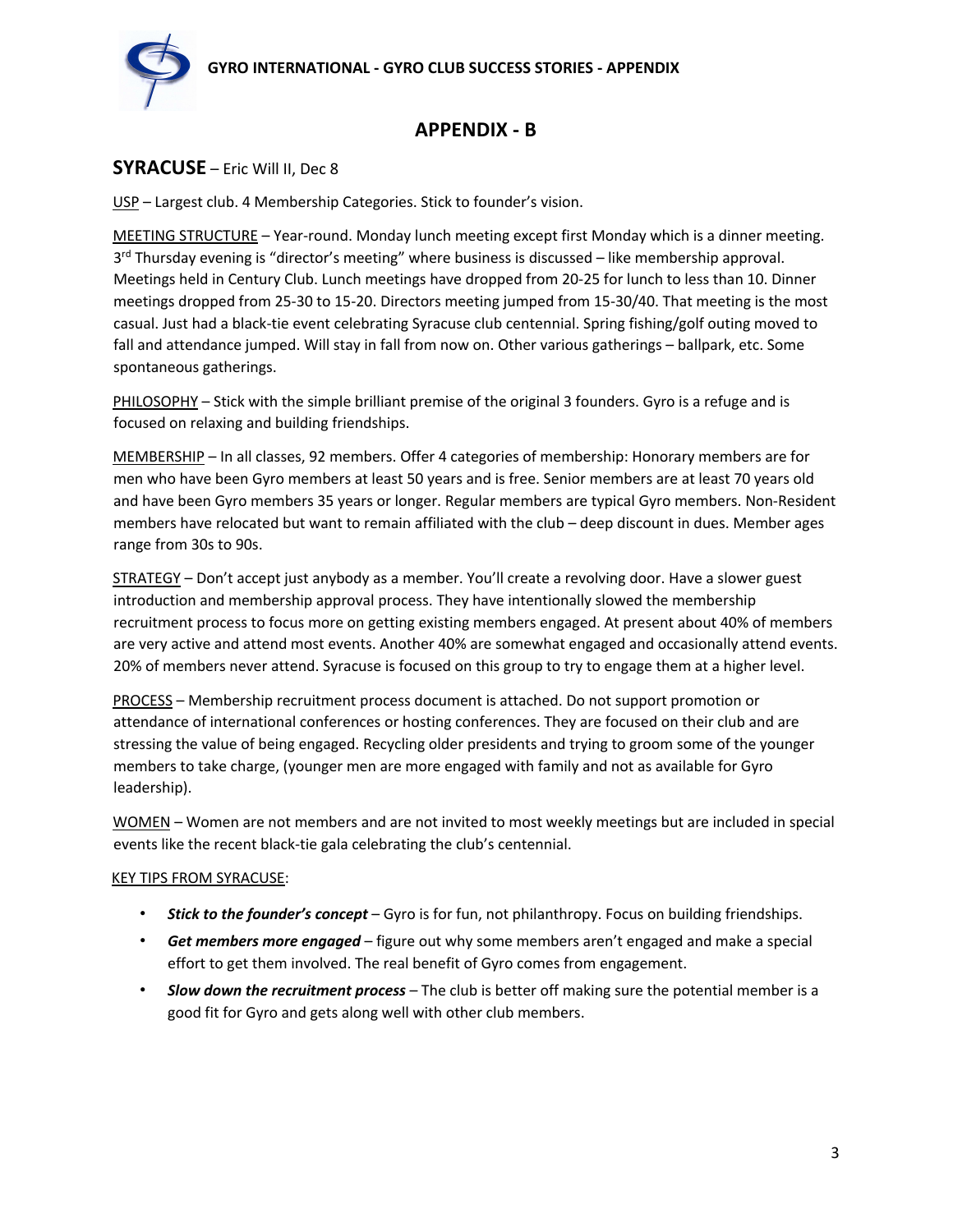# APPENDIX - B

## SYRACUSE – Eric Will II, Dec 8

USP – Largest club. 4 Membership Categories. Stick to founder's vision.

MEETING STRUCTURE – Year-round. Monday lunch meeting except first Monday which is a dinner meeting. 3rd Thursday evening is "director's meeting" where business is discussed – like membership approval. Meetings held in Century Club. Lunch meetings have dropped from 20-25 for lunch to less than 10. Dinner meetings dropped from 25-30 to 15-20. Directors meeting jumped from 15-30/40. That meeting is the most casual. Just had a black-tie event celebrating Syracuse club centennial. Spring fishing/golf outing moved to fall and attendance jumped. Will stay in fall from now on. Other various gatherings – ballpark, etc. Some spontaneous gatherings.

PHILOSOPHY – Stick with the simple brilliant premise of the original 3 founders. Gyro is a refuge and is focused on relaxing and building friendships.

MEMBERSHIP – In all classes, 92 members. Offer 4 categories of membership: Honorary members are for men who have been Gyro members at least 50 years and is free. Senior members are at least 70 years old and have been Gyro members 35 years or longer. Regular members are typical Gyro members. Non-Resident members have relocated but want to remain affiliated with the club – deep discount in dues. Member ages range from 30s to 90s.

STRATEGY – Don't accept just anybody as a member. You'll create a revolving door. Have a slower guest introduction and membership approval process. They have intentionally slowed the membership recruitment process to focus more on getting existing members engaged. At present about 40% of members are very active and attend most events. Another 40% are somewhat engaged and occasionally attend events. 20% of members never attend. Syracuse is focused on this group to try to engage them at a higher level.

PROCESS – Membership recruitment process document is attached. Do not support promotion or attendance of international conferences or hosting conferences. They are focused on their club and are stressing the value of being engaged. Recycling older presidents and trying to groom some of the younger members to take charge, (younger men are more engaged with family and not as available for Gyro leadership).

WOMEN – Women are not members and are not invited to most weekly meetings but are included in special events like the recent black-tie gala celebrating the club's centennial.

KEY TIPS FROM SYRACUSE:

- ***Stick to the founder's concept*** – Gyro is for fun, not philanthropy. Focus on building friendships.
- ***Get members more engaged*** – figure out why some members aren't engaged and make a special effort to get them involved. The real benefit of Gyro comes from engagement.
- ***Slow down the recruitment process*** – The club is better off making sure the potential member is a good fit for Gyro and gets along well with other club members.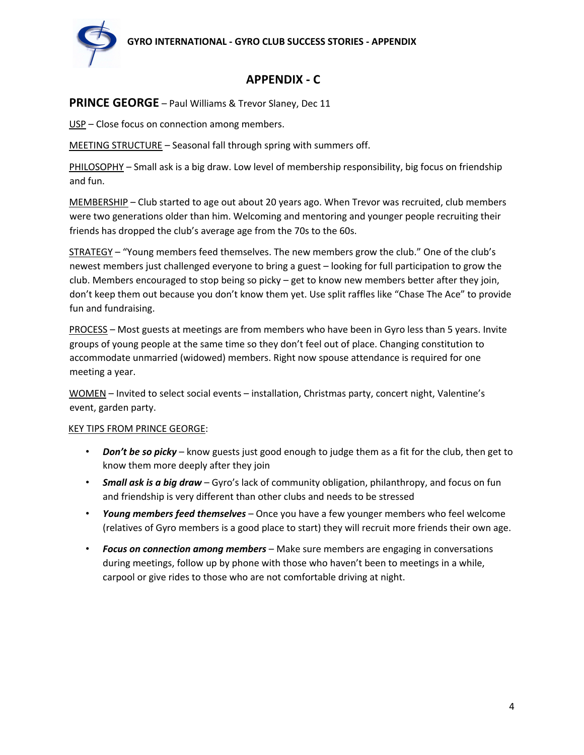# APPENDIX - C

**PRINCE GEORGE** – Paul Williams & Trevor Slaney, Dec 11

USP – Close focus on connection among members.

MEETING STRUCTURE – Seasonal fall through spring with summers off.

PHILOSOPHY – Small ask is a big draw. Low level of membership responsibility, big focus on friendship and fun.

MEMBERSHIP – Club started to age out about 20 years ago. When Trevor was recruited, club members were two generations older than him. Welcoming and mentoring and younger people recruiting their friends has dropped the club's average age from the 70s to the 60s.

STRATEGY – "Young members feed themselves. The new members grow the club." One of the club's newest members just challenged everyone to bring a guest – looking for full participation to grow the club. Members encouraged to stop being so picky – get to know new members better after they join, don't keep them out because you don't know them yet. Use split raffles like "Chase The Ace" to provide fun and fundraising.

PROCESS – Most guests at meetings are from members who have been in Gyro less than 5 years. Invite groups of young people at the same time so they don't feel out of place. Changing constitution to accommodate unmarried (widowed) members. Right now spouse attendance is required for one meeting a year.

WOMEN – Invited to select social events – installation, Christmas party, concert night, Valentine's event, garden party.

KEY TIPS FROM PRINCE GEORGE:

- ***Don't be so picky*** – know guests just good enough to judge them as a fit for the club, then get to know them more deeply after they join
- ***Small ask is a big draw*** – Gyro's lack of community obligation, philanthropy, and focus on fun and friendship is very different than other clubs and needs to be stressed
- ***Young members feed themselves*** – Once you have a few younger members who feel welcome (relatives of Gyro members is a good place to start) they will recruit more friends their own age.
- ***Focus on connection among members*** – Make sure members are engaging in conversations during meetings, follow up by phone with those who haven't been to meetings in a while, carpool or give rides to those who are not comfortable driving at night.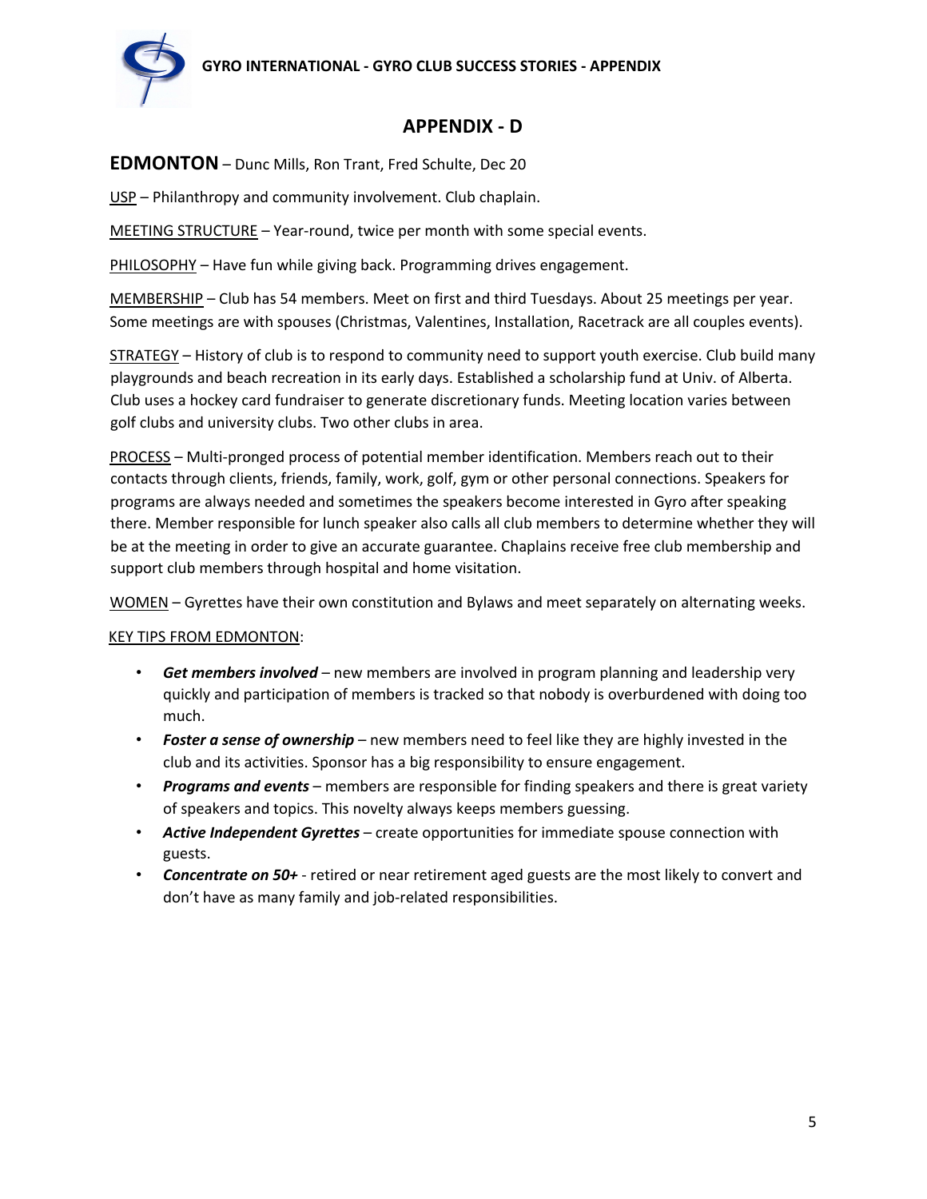# APPENDIX - D

**EDMONTON** – Dunc Mills, Ron Trant, Fred Schulte, Dec 20

USP – Philanthropy and community involvement. Club chaplain.

MEETING STRUCTURE – Year-round, twice per month with some special events.

PHILOSOPHY – Have fun while giving back. Programming drives engagement.

MEMBERSHIP – Club has 54 members. Meet on first and third Tuesdays. About 25 meetings per year. Some meetings are with spouses (Christmas, Valentines, Installation, Racetrack are all couples events).

STRATEGY – History of club is to respond to community need to support youth exercise. Club build many playgrounds and beach recreation in its early days. Established a scholarship fund at Univ. of Alberta. Club uses a hockey card fundraiser to generate discretionary funds. Meeting location varies between golf clubs and university clubs. Two other clubs in area.

PROCESS – Multi-pronged process of potential member identification. Members reach out to their contacts through clients, friends, family, work, golf, gym or other personal connections. Speakers for programs are always needed and sometimes the speakers become interested in Gyro after speaking there. Member responsible for lunch speaker also calls all club members to determine whether they will be at the meeting in order to give an accurate guarantee. Chaplains receive free club membership and support club members through hospital and home visitation.

WOMEN – Gyrettes have their own constitution and Bylaws and meet separately on alternating weeks.

KEY TIPS FROM EDMONTON:

- ***Get members involved*** – new members are involved in program planning and leadership very quickly and participation of members is tracked so that nobody is overburdened with doing too much.
- ***Foster a sense of ownership*** – new members need to feel like they are highly invested in the club and its activities. Sponsor has a big responsibility to ensure engagement.
- ***Programs and events*** – members are responsible for finding speakers and there is great variety of speakers and topics. This novelty always keeps members guessing.
- ***Active Independent Gyrettes*** – create opportunities for immediate spouse connection with guests.
- ***Concentrate on 50+*** - retired or near retirement aged guests are the most likely to convert and don't have as many family and job-related responsibilities.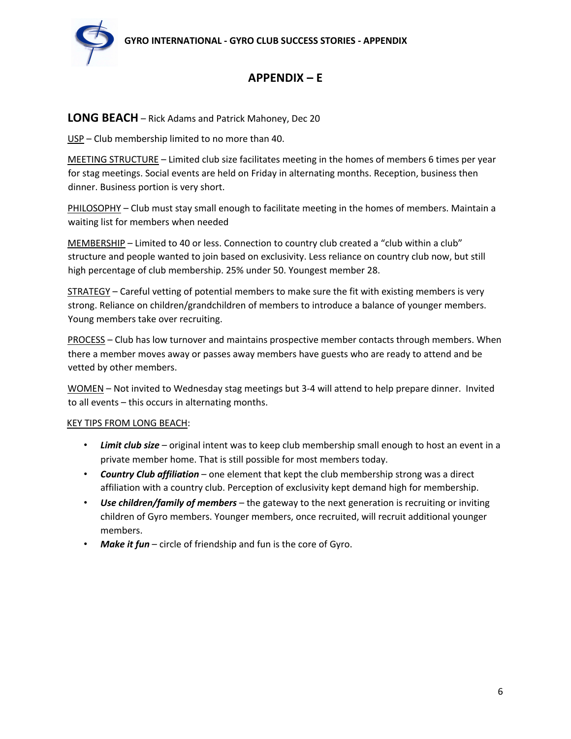# APPENDIX – E

## LONG BEACH – Rick Adams and Patrick Mahoney, Dec 20

USP – Club membership limited to no more than 40.

MEETING STRUCTURE – Limited club size facilitates meeting in the homes of members 6 times per year for stag meetings. Social events are held on Friday in alternating months. Reception, business then dinner. Business portion is very short.

PHILOSOPHY – Club must stay small enough to facilitate meeting in the homes of members. Maintain a waiting list for members when needed

MEMBERSHIP – Limited to 40 or less. Connection to country club created a "club within a club" structure and people wanted to join based on exclusivity. Less reliance on country club now, but still high percentage of club membership. 25% under 50. Youngest member 28.

STRATEGY – Careful vetting of potential members to make sure the fit with existing members is very strong. Reliance on children/grandchildren of members to introduce a balance of younger members. Young members take over recruiting.

PROCESS – Club has low turnover and maintains prospective member contacts through members. When there a member moves away or passes away members have guests who are ready to attend and be vetted by other members.

WOMEN – Not invited to Wednesday stag meetings but 3-4 will attend to help prepare dinner. Invited to all events – this occurs in alternating months.

KEY TIPS FROM LONG BEACH:

- ***Limit club size*** – original intent was to keep club membership small enough to host an event in a private member home. That is still possible for most members today.
- ***Country Club affiliation*** – one element that kept the club membership strong was a direct affiliation with a country club. Perception of exclusivity kept demand high for membership.
- ***Use children/family of members*** – the gateway to the next generation is recruiting or inviting children of Gyro members. Younger members, once recruited, will recruit additional younger members.
- ***Make it fun*** – circle of friendship and fun is the core of Gyro.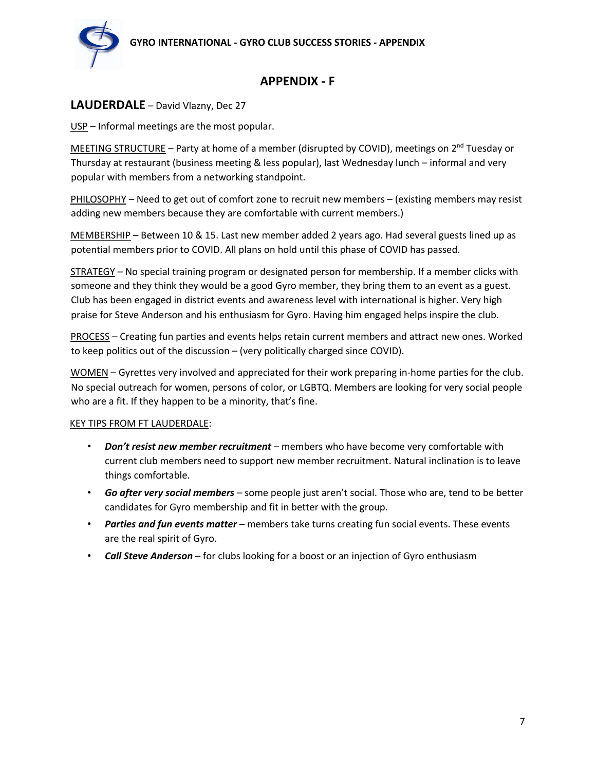## APPENDIX - F

### LAUDERDALE – David Vlazny, Dec 27

USP – Informal meetings are the most popular.

MEETING STRUCTURE – Party at home of a member (disrupted by COVID), meetings on 2nd Tuesday or Thursday at restaurant (business meeting & less popular), last Wednesday lunch – informal and very popular with members from a networking standpoint.

PHILOSOPHY – Need to get out of comfort zone to recruit new members – (existing members may resist adding new members because they are comfortable with current members.)

MEMBERSHIP – Between 10 & 15. Last new member added 2 years ago. Had several guests lined up as potential members prior to COVID. All plans on hold until this phase of COVID has passed.

STRATEGY – No special training program or designated person for membership. If a member clicks with someone and they think they would be a good Gyro member, they bring them to an event as a guest. Club has been engaged in district events and awareness level with international is higher. Very high praise for Steve Anderson and his enthusiasm for Gyro. Having him engaged helps inspire the club.

PROCESS – Creating fun parties and events helps retain current members and attract new ones. Worked to keep politics out of the discussion – (very politically charged since COVID).

WOMEN – Gyrettes very involved and appreciated for their work preparing in-home parties for the club. No special outreach for women, persons of color, or LGBTQ. Members are looking for very social people who are a fit. If they happen to be a minority, that's fine.

KEY TIPS FROM FT LAUDERDALE:

- ***Don't resist new member recruitment*** – members who have become very comfortable with current club members need to support new member recruitment. Natural inclination is to leave things comfortable.
- ***Go after very social members*** – some people just aren't social. Those who are, tend to be better candidates for Gyro membership and fit in better with the group.
- ***Parties and fun events matter*** – members take turns creating fun social events. These events are the real spirit of Gyro.
- ***Call Steve Anderson*** – for clubs looking for a boost or an injection of Gyro enthusiasm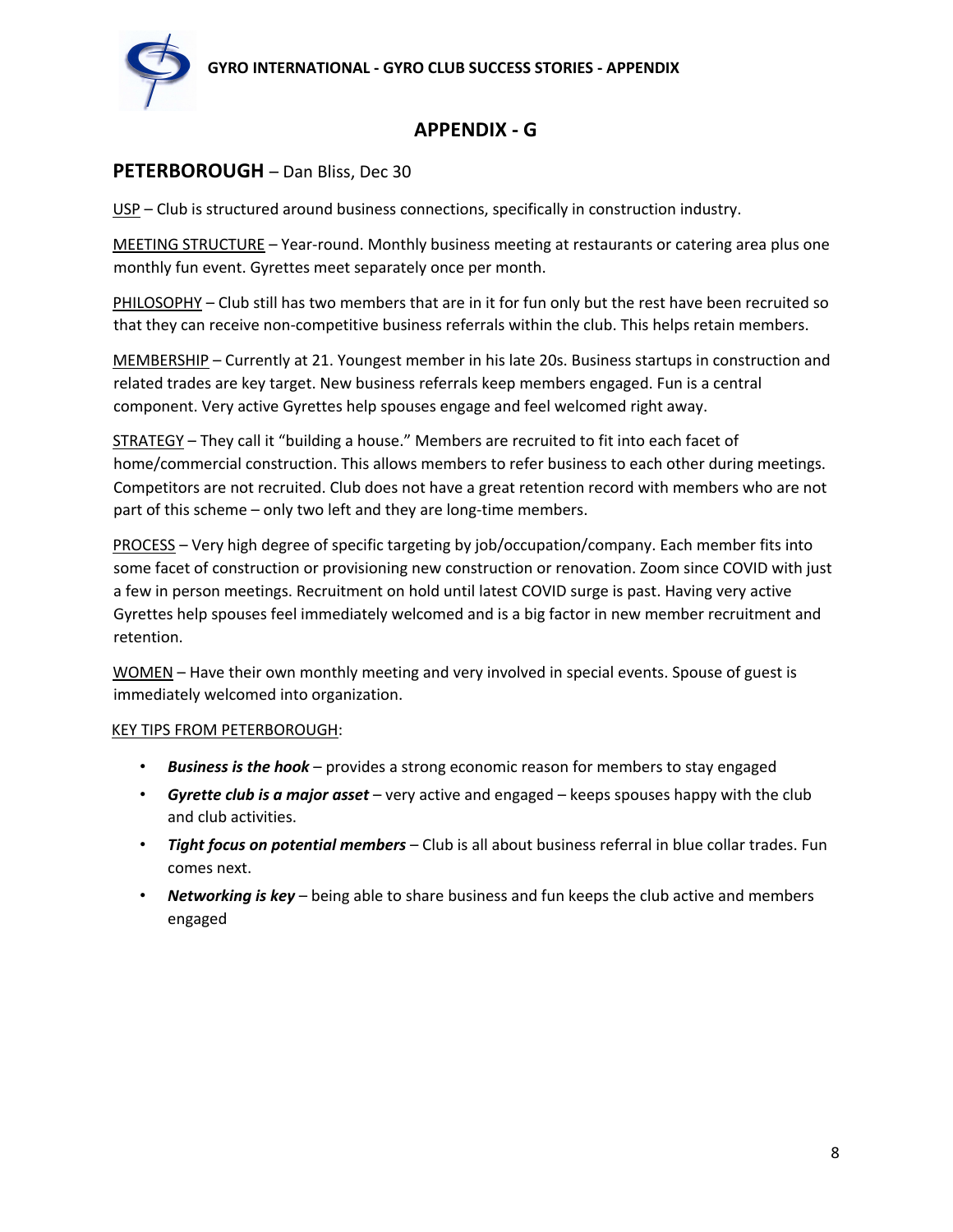# APPENDIX - G

## PETERBOROUGH – Dan Bliss, Dec 30

USP – Club is structured around business connections, specifically in construction industry.

MEETING STRUCTURE – Year-round. Monthly business meeting at restaurants or catering area plus one monthly fun event. Gyrettes meet separately once per month.

PHILOSOPHY – Club still has two members that are in it for fun only but the rest have been recruited so that they can receive non-competitive business referrals within the club. This helps retain members.

MEMBERSHIP – Currently at 21. Youngest member in his late 20s. Business startups in construction and related trades are key target. New business referrals keep members engaged. Fun is a central component. Very active Gyrettes help spouses engage and feel welcomed right away.

STRATEGY – They call it "building a house." Members are recruited to fit into each facet of home/commercial construction. This allows members to refer business to each other during meetings. Competitors are not recruited. Club does not have a great retention record with members who are not part of this scheme – only two left and they are long-time members.

PROCESS – Very high degree of specific targeting by job/occupation/company. Each member fits into some facet of construction or provisioning new construction or renovation. Zoom since COVID with just a few in person meetings. Recruitment on hold until latest COVID surge is past. Having very active Gyrettes help spouses feel immediately welcomed and is a big factor in new member recruitment and retention.

WOMEN – Have their own monthly meeting and very involved in special events. Spouse of guest is immediately welcomed into organization.

KEY TIPS FROM PETERBOROUGH:

- ***Business is the hook*** – provides a strong economic reason for members to stay engaged
- ***Gyrette club is a major asset*** – very active and engaged – keeps spouses happy with the club and club activities.
- ***Tight focus on potential members*** – Club is all about business referral in blue collar trades. Fun comes next.
- ***Networking is key*** – being able to share business and fun keeps the club active and members engaged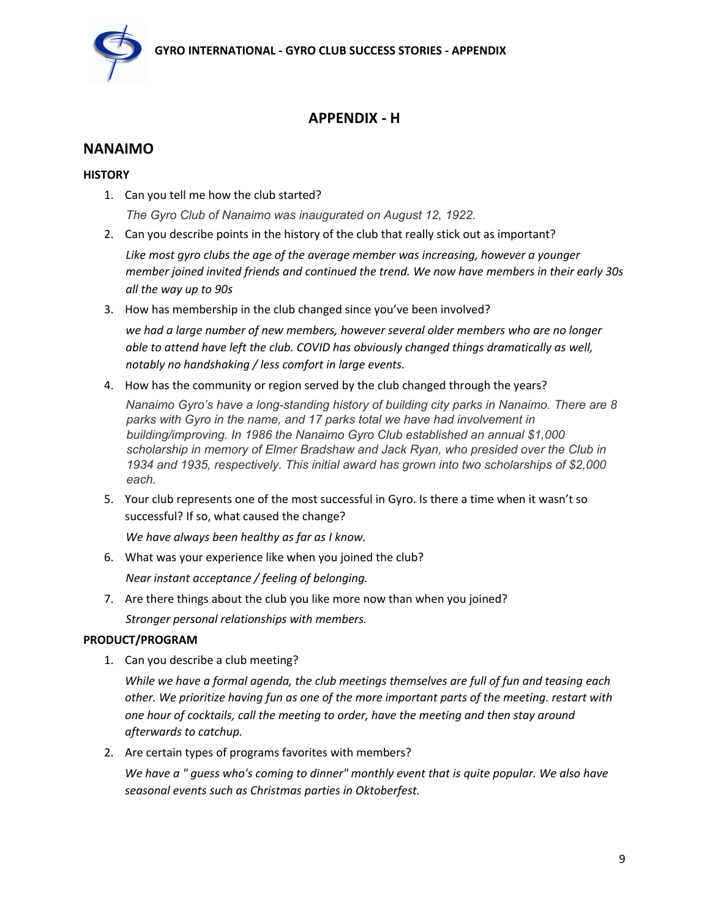# APPENDIX - H

## NANAIMO

### HISTORY

1. Can you tell me how the club started?

   *The Gyro Club of Nanaimo was inaugurated on August 12, 1922.*

2. Can you describe points in the history of the club that really stick out as important?

   *Like most gyro clubs the age of the average member was increasing, however a younger member joined invited friends and continued the trend. We now have members in their early 30s all the way up to 90s*

3. How has membership in the club changed since you've been involved?

   *we had a large number of new members, however several older members who are no longer able to attend have left the club. COVID has obviously changed things dramatically as well, notably no handshaking / less comfort in large events.*

4. How has the community or region served by the club changed through the years?

   *Nanaimo Gyro's have a long-standing history of building city parks in Nanaimo. There are 8 parks with Gyro in the name, and 17 parks total we have had involvement in building/improving. In 1986 the Nanaimo Gyro Club established an annual $1,000 scholarship in memory of Elmer Bradshaw and Jack Ryan, who presided over the Club in 1934 and 1935, respectively. This initial award has grown into two scholarships of $2,000 each.*

5. Your club represents one of the most successful in Gyro. Is there a time when it wasn't so successful? If so, what caused the change?

   *We have always been healthy as far as I know.*

6. What was your experience like when you joined the club?

   *Near instant acceptance / feeling of belonging.*

7. Are there things about the club you like more now than when you joined?

   *Stronger personal relationships with members.*

### PRODUCT/PROGRAM

1. Can you describe a club meeting?

   *While we have a formal agenda, the club meetings themselves are full of fun and teasing each other. We prioritize having fun as one of the more important parts of the meeting. restart with one hour of cocktails, call the meeting to order, have the meeting and then stay around afterwards to catchup.*

2. Are certain types of programs favorites with members?

   *We have a " guess who's coming to dinner" monthly event that is quite popular. We also have seasonal events such as Christmas parties in Oktoberfest.*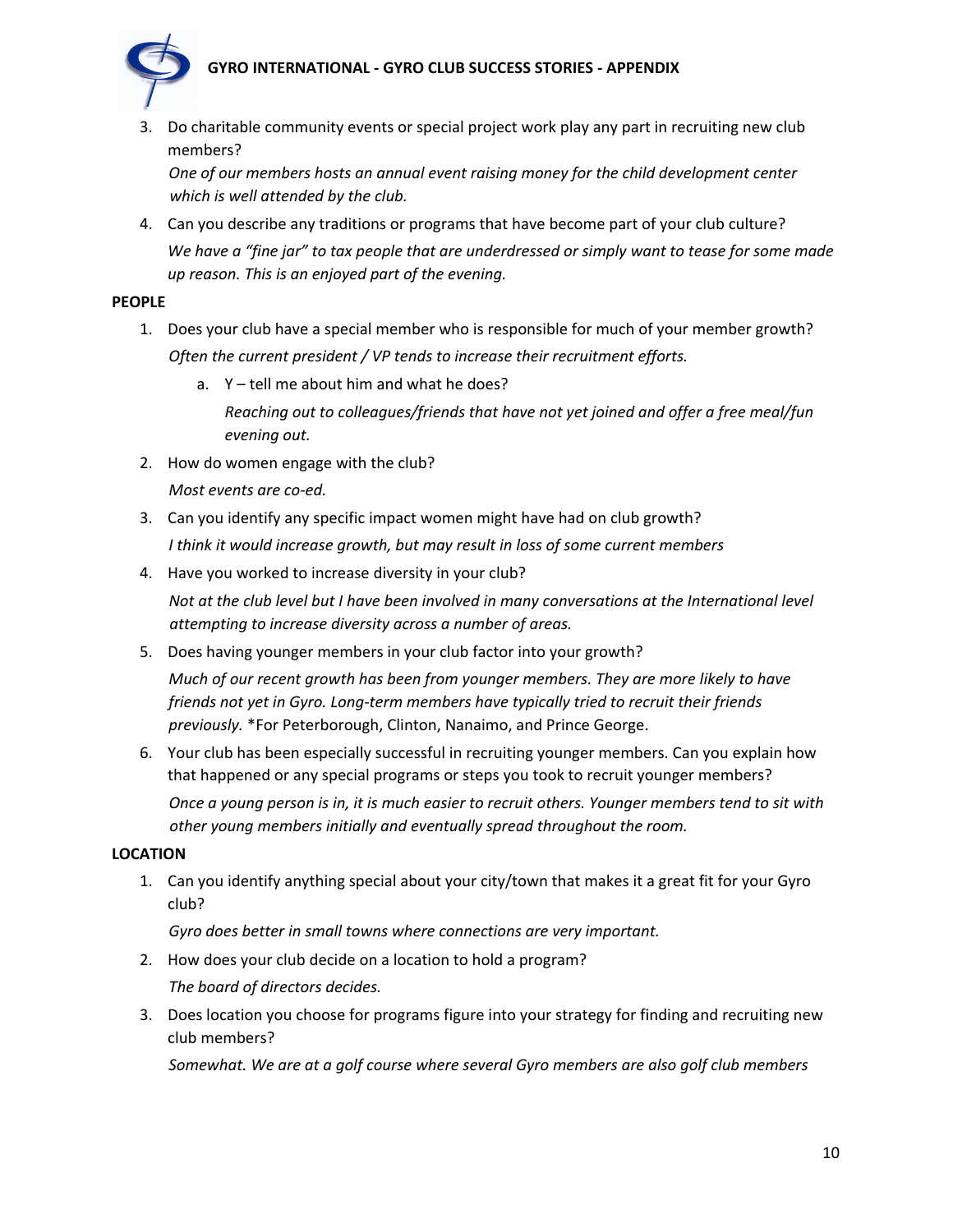3. Do charitable community events or special project work play any part in recruiting new club members?

   *One of our members hosts an annual event raising money for the child development center which is well attended by the club.*

4. Can you describe any traditions or programs that have become part of your club culture?

   *We have a "fine jar" to tax people that are underdressed or simply want to tease for some made up reason. This is an enjoyed part of the evening.*

**PEOPLE**

1. Does your club have a special member who is responsible for much of your member growth?

   *Often the current president / VP tends to increase their recruitment efforts.*

   a. Y – tell me about him and what he does?

      *Reaching out to colleagues/friends that have not yet joined and offer a free meal/fun evening out.*

2. How do women engage with the club?

   *Most events are co-ed.*

3. Can you identify any specific impact women might have had on club growth?

   *I think it would increase growth, but may result in loss of some current members*

4. Have you worked to increase diversity in your club?

   *Not at the club level but I have been involved in many conversations at the International level attempting to increase diversity across a number of areas.*

5. Does having younger members in your club factor into your growth?

   *Much of our recent growth has been from younger members. They are more likely to have friends not yet in Gyro. Long-term members have typically tried to recruit their friends previously.* *For Peterborough, Clinton, Nanaimo, and Prince George.

6. Your club has been especially successful in recruiting younger members. Can you explain how that happened or any special programs or steps you took to recruit younger members?

   *Once a young person is in, it is much easier to recruit others. Younger members tend to sit with other young members initially and eventually spread throughout the room.*

**LOCATION**

1. Can you identify anything special about your city/town that makes it a great fit for your Gyro club?

   *Gyro does better in small towns where connections are very important.*

2. How does your club decide on a location to hold a program?

   *The board of directors decides.*

3. Does location you choose for programs figure into your strategy for finding and recruiting new club members?

   *Somewhat. We are at a golf course where several Gyro members are also golf club members*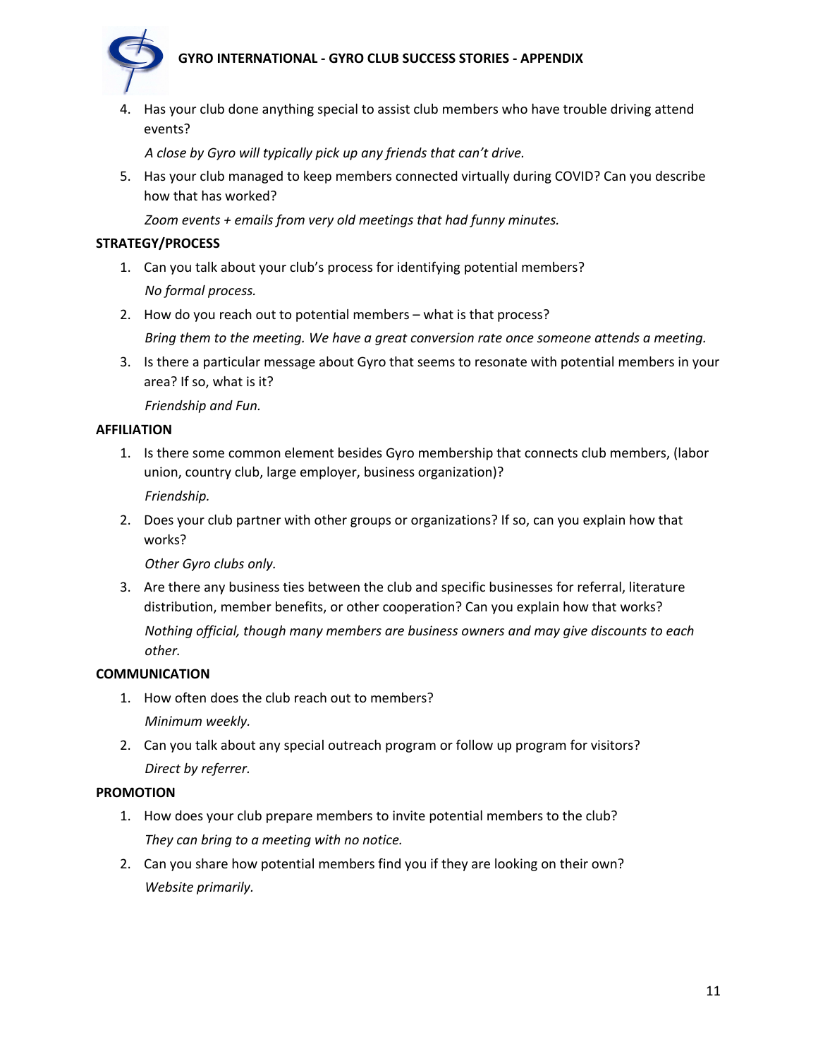4. Has your club done anything special to assist club members who have trouble driving attend events?

   *A close by Gyro will typically pick up any friends that can't drive.*

5. Has your club managed to keep members connected virtually during COVID? Can you describe how that has worked?

   *Zoom events + emails from very old meetings that had funny minutes.*

**STRATEGY/PROCESS**

1. Can you talk about your club's process for identifying potential members?

   *No formal process.*

2. How do you reach out to potential members – what is that process?

   *Bring them to the meeting. We have a great conversion rate once someone attends a meeting.*

3. Is there a particular message about Gyro that seems to resonate with potential members in your area? If so, what is it?

   *Friendship and Fun.*

**AFFILIATION**

1. Is there some common element besides Gyro membership that connects club members, (labor union, country club, large employer, business organization)?

   *Friendship.*

2. Does your club partner with other groups or organizations? If so, can you explain how that works?

   *Other Gyro clubs only.*

3. Are there any business ties between the club and specific businesses for referral, literature distribution, member benefits, or other cooperation? Can you explain how that works?

   *Nothing official, though many members are business owners and may give discounts to each other.*

**COMMUNICATION**

1. How often does the club reach out to members?

   *Minimum weekly.*

2. Can you talk about any special outreach program or follow up program for visitors?

   *Direct by referrer.*

**PROMOTION**

1. How does your club prepare members to invite potential members to the club?

   *They can bring to a meeting with no notice.*

2. Can you share how potential members find you if they are looking on their own?

   *Website primarily.*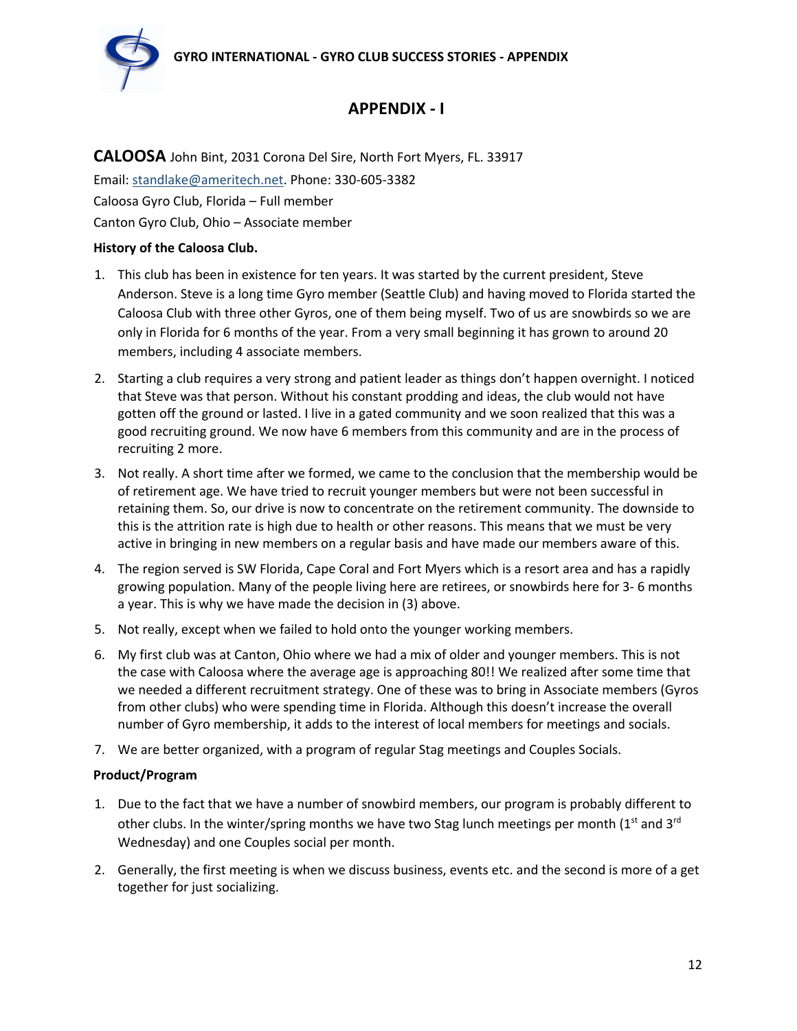# APPENDIX - I

**CALOOSA** John Bint, 2031 Corona Del Sire, North Fort Myers, FL. 33917

Email: standlake@ameritech.net. Phone: 330-605-3382

Caloosa Gyro Club, Florida – Full member

Canton Gyro Club, Ohio – Associate member

**History of the Caloosa Club.**

1. This club has been in existence for ten years. It was started by the current president, Steve Anderson. Steve is a long time Gyro member (Seattle Club) and having moved to Florida started the Caloosa Club with three other Gyros, one of them being myself. Two of us are snowbirds so we are only in Florida for 6 months of the year. From a very small beginning it has grown to around 20 members, including 4 associate members.
2. Starting a club requires a very strong and patient leader as things don't happen overnight. I noticed that Steve was that person. Without his constant prodding and ideas, the club would not have gotten off the ground or lasted. I live in a gated community and we soon realized that this was a good recruiting ground. We now have 6 members from this community and are in the process of recruiting 2 more.
3. Not really. A short time after we formed, we came to the conclusion that the membership would be of retirement age. We have tried to recruit younger members but were not been successful in retaining them. So, our drive is now to concentrate on the retirement community. The downside to this is the attrition rate is high due to health or other reasons. This means that we must be very active in bringing in new members on a regular basis and have made our members aware of this.
4. The region served is SW Florida, Cape Coral and Fort Myers which is a resort area and has a rapidly growing population. Many of the people living here are retirees, or snowbirds here for 3- 6 months a year. This is why we have made the decision in (3) above.
5. Not really, except when we failed to hold onto the younger working members.
6. My first club was at Canton, Ohio where we had a mix of older and younger members. This is not the case with Caloosa where the average age is approaching 80!! We realized after some time that we needed a different recruitment strategy. One of these was to bring in Associate members (Gyros from other clubs) who were spending time in Florida. Although this doesn't increase the overall number of Gyro membership, it adds to the interest of local members for meetings and socials.
7. We are better organized, with a program of regular Stag meetings and Couples Socials.

**Product/Program**

1. Due to the fact that we have a number of snowbird members, our program is probably different to other clubs. In the winter/spring months we have two Stag lunch meetings per month (1st and 3rd Wednesday) and one Couples social per month.
2. Generally, the first meeting is when we discuss business, events etc. and the second is more of a get together for just socializing.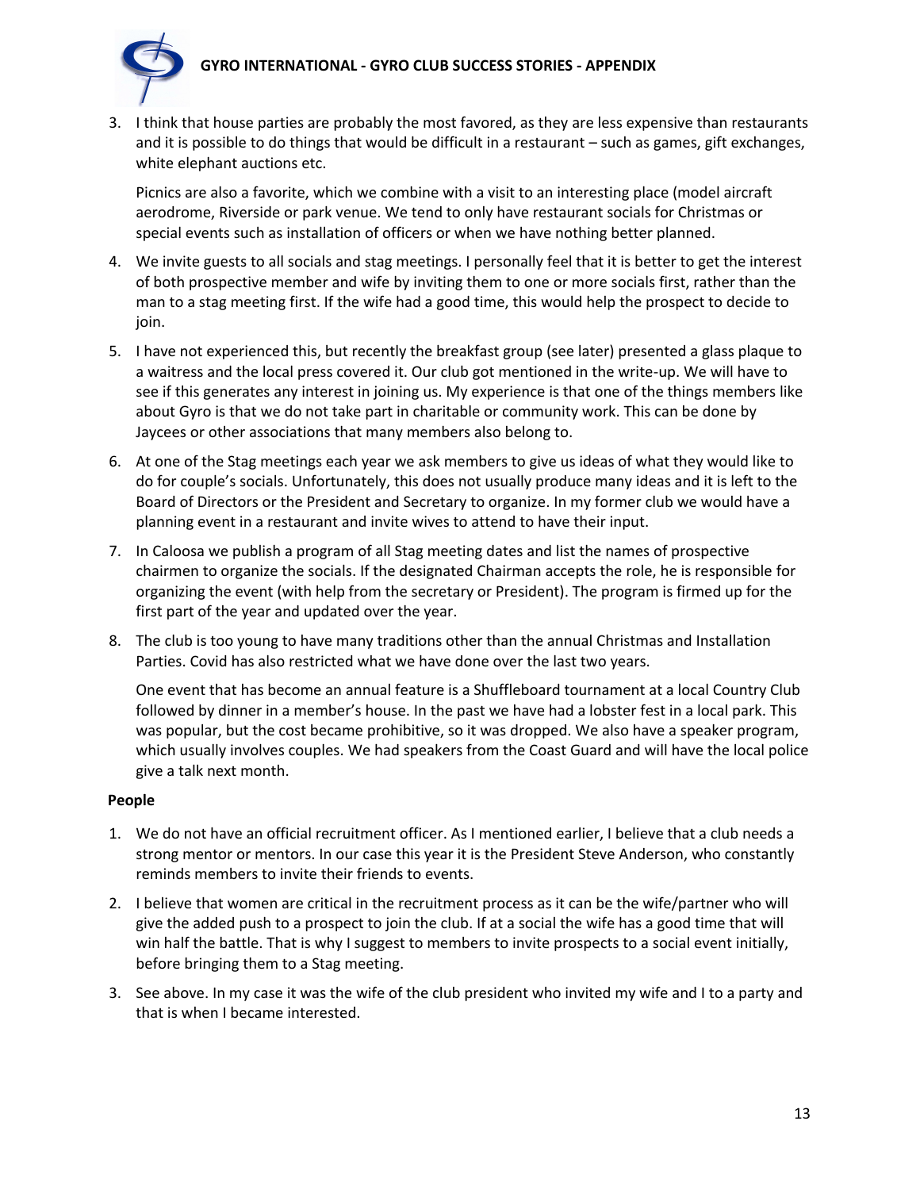3. I think that house parties are probably the most favored, as they are less expensive than restaurants and it is possible to do things that would be difficult in a restaurant – such as games, gift exchanges, white elephant auctions etc.

   Picnics are also a favorite, which we combine with a visit to an interesting place (model aircraft aerodrome, Riverside or park venue. We tend to only have restaurant socials for Christmas or special events such as installation of officers or when we have nothing better planned.

4. We invite guests to all socials and stag meetings. I personally feel that it is better to get the interest of both prospective member and wife by inviting them to one or more socials first, rather than the man to a stag meeting first. If the wife had a good time, this would help the prospect to decide to join.

5. I have not experienced this, but recently the breakfast group (see later) presented a glass plaque to a waitress and the local press covered it. Our club got mentioned in the write-up. We will have to see if this generates any interest in joining us. My experience is that one of the things members like about Gyro is that we do not take part in charitable or community work. This can be done by Jaycees or other associations that many members also belong to.

6. At one of the Stag meetings each year we ask members to give us ideas of what they would like to do for couple's socials. Unfortunately, this does not usually produce many ideas and it is left to the Board of Directors or the President and Secretary to organize. In my former club we would have a planning event in a restaurant and invite wives to attend to have their input.

7. In Caloosa we publish a program of all Stag meeting dates and list the names of prospective chairmen to organize the socials. If the designated Chairman accepts the role, he is responsible for organizing the event (with help from the secretary or President). The program is firmed up for the first part of the year and updated over the year.

8. The club is too young to have many traditions other than the annual Christmas and Installation Parties. Covid has also restricted what we have done over the last two years.

   One event that has become an annual feature is a Shuffleboard tournament at a local Country Club followed by dinner in a member's house. In the past we have had a lobster fest in a local park. This was popular, but the cost became prohibitive, so it was dropped. We also have a speaker program, which usually involves couples. We had speakers from the Coast Guard and will have the local police give a talk next month.

**People**

1. We do not have an official recruitment officer. As I mentioned earlier, I believe that a club needs a strong mentor or mentors. In our case this year it is the President Steve Anderson, who constantly reminds members to invite their friends to events.

2. I believe that women are critical in the recruitment process as it can be the wife/partner who will give the added push to a prospect to join the club. If at a social the wife has a good time that will win half the battle. That is why I suggest to members to invite prospects to a social event initially, before bringing them to a Stag meeting.

3. See above. In my case it was the wife of the club president who invited my wife and I to a party and that is when I became interested.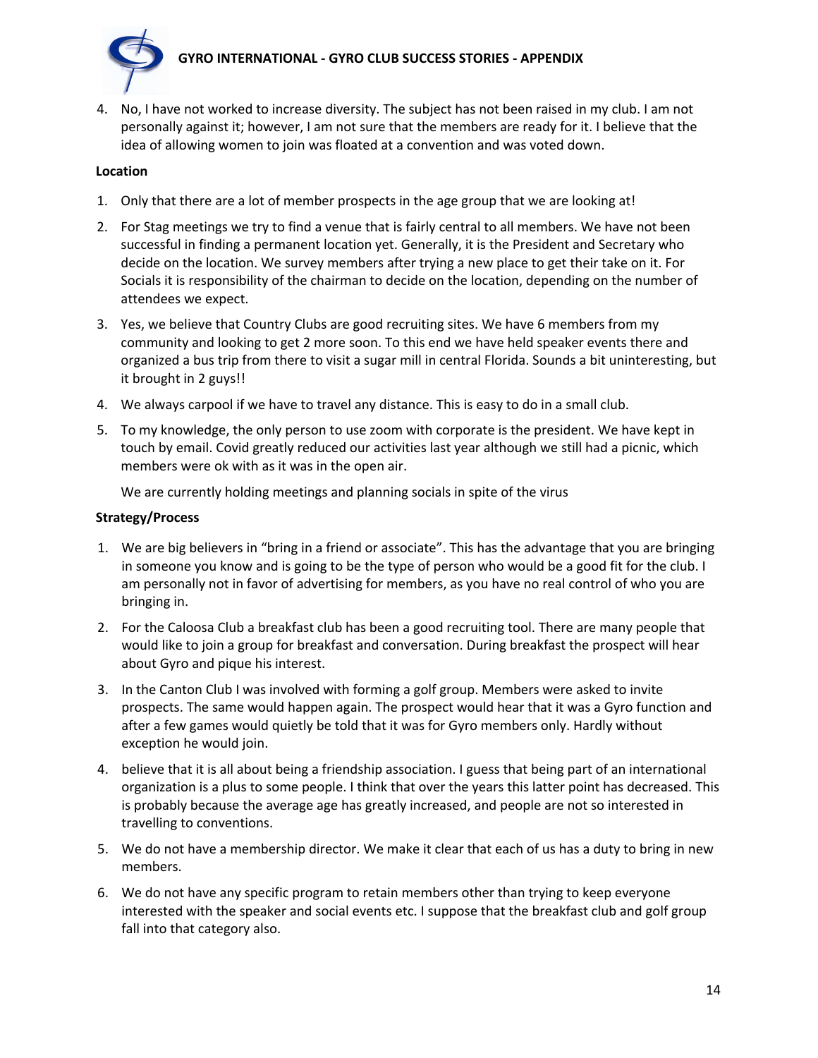4. No, I have not worked to increase diversity. The subject has not been raised in my club. I am not personally against it; however, I am not sure that the members are ready for it. I believe that the idea of allowing women to join was floated at a convention and was voted down.

**Location**

1. Only that there are a lot of member prospects in the age group that we are looking at!
2. For Stag meetings we try to find a venue that is fairly central to all members. We have not been successful in finding a permanent location yet. Generally, it is the President and Secretary who decide on the location. We survey members after trying a new place to get their take on it. For Socials it is responsibility of the chairman to decide on the location, depending on the number of attendees we expect.
3. Yes, we believe that Country Clubs are good recruiting sites. We have 6 members from my community and looking to get 2 more soon. To this end we have held speaker events there and organized a bus trip from there to visit a sugar mill in central Florida. Sounds a bit uninteresting, but it brought in 2 guys!!
4. We always carpool if we have to travel any distance. This is easy to do in a small club.
5. To my knowledge, the only person to use zoom with corporate is the president. We have kept in touch by email. Covid greatly reduced our activities last year although we still had a picnic, which members were ok with as it was in the open air.

   We are currently holding meetings and planning socials in spite of the virus

**Strategy/Process**

1. We are big believers in "bring in a friend or associate". This has the advantage that you are bringing in someone you know and is going to be the type of person who would be a good fit for the club. I am personally not in favor of advertising for members, as you have no real control of who you are bringing in.
2. For the Caloosa Club a breakfast club has been a good recruiting tool. There are many people that would like to join a group for breakfast and conversation. During breakfast the prospect will hear about Gyro and pique his interest.
3. In the Canton Club I was involved with forming a golf group. Members were asked to invite prospects. The same would happen again. The prospect would hear that it was a Gyro function and after a few games would quietly be told that it was for Gyro members only. Hardly without exception he would join.
4. believe that it is all about being a friendship association. I guess that being part of an international organization is a plus to some people. I think that over the years this latter point has decreased. This is probably because the average age has greatly increased, and people are not so interested in travelling to conventions.
5. We do not have a membership director. We make it clear that each of us has a duty to bring in new members.
6. We do not have any specific program to retain members other than trying to keep everyone interested with the speaker and social events etc. I suppose that the breakfast club and golf group fall into that category also.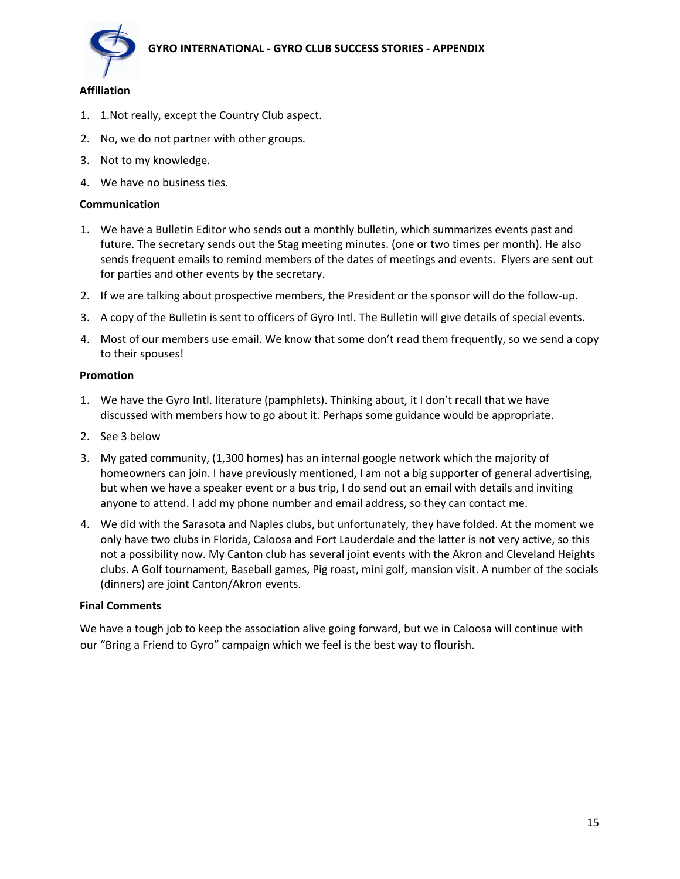**Affiliation**

1. 1.Not really, except the Country Club aspect.
2. No, we do not partner with other groups.
3. Not to my knowledge.
4. We have no business ties.

**Communication**

1. We have a Bulletin Editor who sends out a monthly bulletin, which summarizes events past and future. The secretary sends out the Stag meeting minutes. (one or two times per month). He also sends frequent emails to remind members of the dates of meetings and events. Flyers are sent out for parties and other events by the secretary.
2. If we are talking about prospective members, the President or the sponsor will do the follow-up.
3. A copy of the Bulletin is sent to officers of Gyro Intl. The Bulletin will give details of special events.
4. Most of our members use email. We know that some don't read them frequently, so we send a copy to their spouses!

**Promotion**

1. We have the Gyro Intl. literature (pamphlets). Thinking about, it I don't recall that we have discussed with members how to go about it. Perhaps some guidance would be appropriate.
2. See 3 below
3. My gated community, (1,300 homes) has an internal google network which the majority of homeowners can join. I have previously mentioned, I am not a big supporter of general advertising, but when we have a speaker event or a bus trip, I do send out an email with details and inviting anyone to attend. I add my phone number and email address, so they can contact me.
4. We did with the Sarasota and Naples clubs, but unfortunately, they have folded. At the moment we only have two clubs in Florida, Caloosa and Fort Lauderdale and the latter is not very active, so this not a possibility now. My Canton club has several joint events with the Akron and Cleveland Heights clubs. A Golf tournament, Baseball games, Pig roast, mini golf, mansion visit. A number of the socials (dinners) are joint Canton/Akron events.

**Final Comments**

We have a tough job to keep the association alive going forward, but we in Caloosa will continue with our "Bring a Friend to Gyro" campaign which we feel is the best way to flourish.